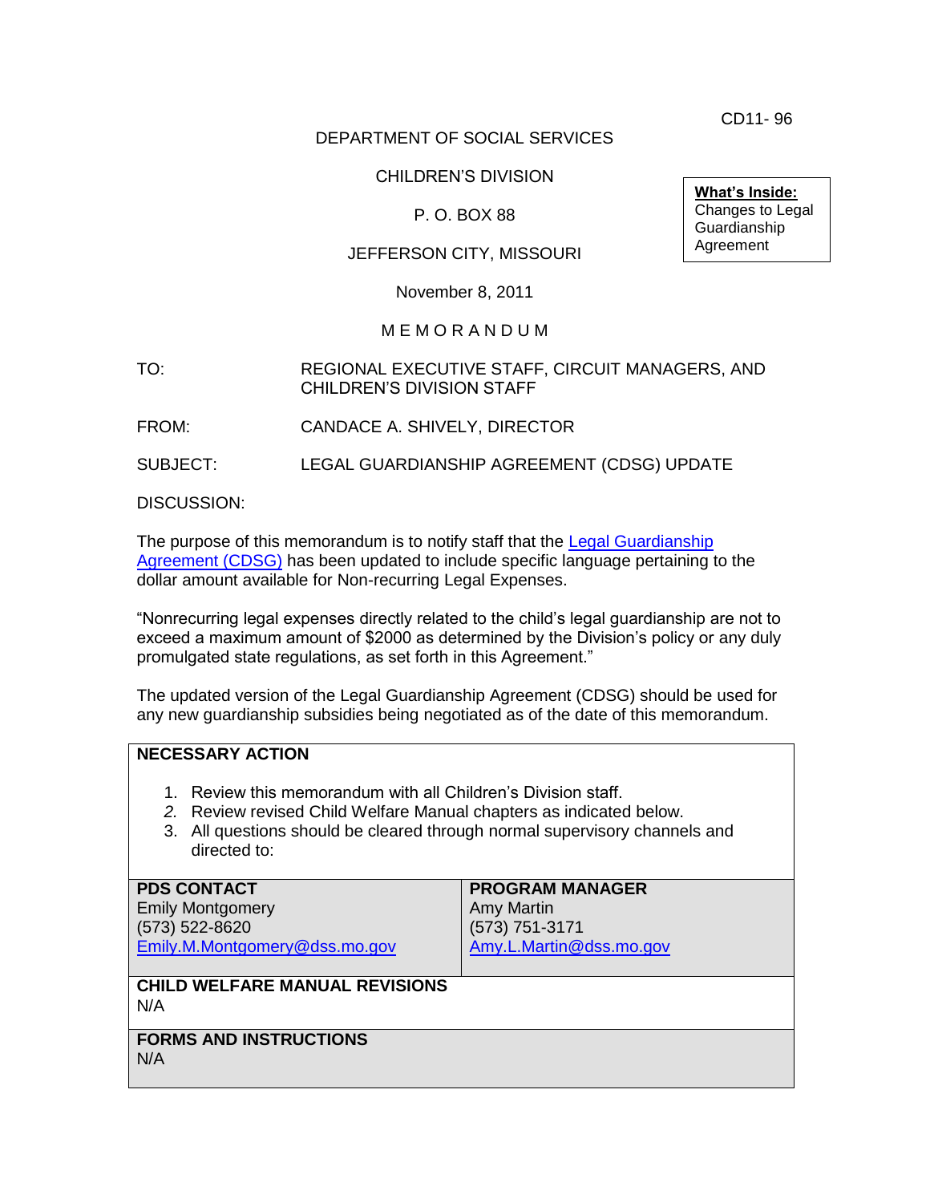CD11- 96

DEPARTMENT OF SOCIAL SERVICES

CHILDREN'S DIVISION

P. O. BOX 88

JEFFERSON CITY, MISSOURI

November 8, 2011

**What's Inside:**
Changes to Legal Guardianship Agreement

M E M O R A N D U M

TO: REGIONAL EXECUTIVE STAFF, CIRCUIT MANAGERS, AND CHILDREN'S DIVISION STAFF

FROM: CANDACE A. SHIVELY, DIRECTOR

SUBJECT: LEGAL GUARDIANSHIP AGREEMENT (CDSG) UPDATE

DISCUSSION:

The purpose of this memorandum is to notify staff that the Legal Guardianship Agreement (CDSG) has been updated to include specific language pertaining to the dollar amount available for Non-recurring Legal Expenses.

"Nonrecurring legal expenses directly related to the child's legal guardianship are not to exceed a maximum amount of $2000 as determined by the Division's policy or any duly promulgated state regulations, as set forth in this Agreement."

The updated version of the Legal Guardianship Agreement (CDSG) should be used for any new guardianship subsidies being negotiated as of the date of this memorandum.

**NECESSARY ACTION**

1. Review this memorandum with all Children's Division staff.
2. Review revised Child Welfare Manual chapters as indicated below.
3. All questions should be cleared through normal supervisory channels and directed to:

| **PDS CONTACT** | **PROGRAM MANAGER** |
|---|---|
| Emily Montgomery<br>(573) 522-8620<br>Emily.M.Montgomery@dss.mo.gov | Amy Martin<br>(573) 751-3171<br>Amy.L.Martin@dss.mo.gov |

**CHILD WELFARE MANUAL REVISIONS**
N/A

**FORMS AND INSTRUCTIONS**
N/A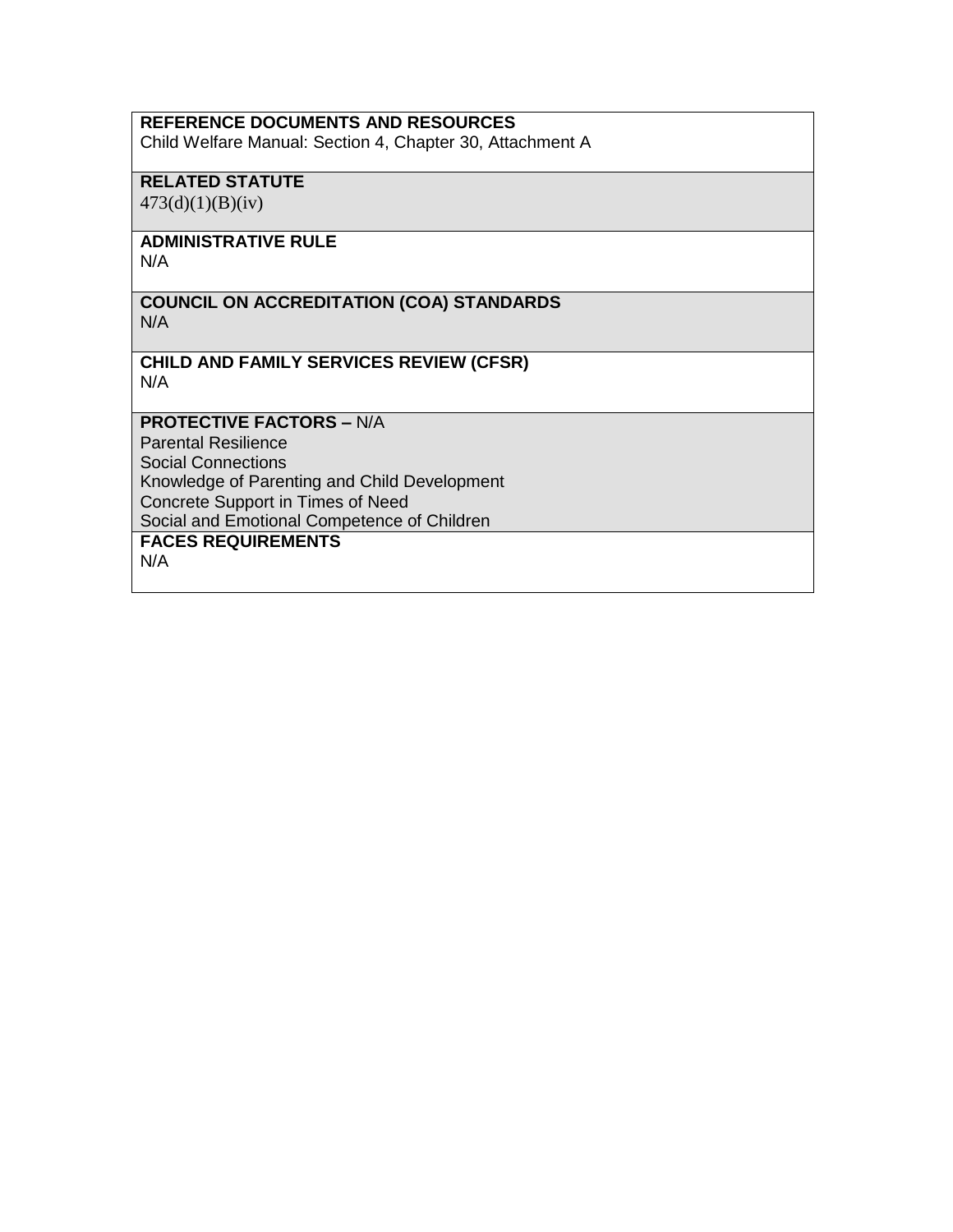**REFERENCE DOCUMENTS AND RESOURCES**
Child Welfare Manual: Section 4, Chapter 30, Attachment A

**RELATED STATUTE**
473(d)(1)(B)(iv)

**ADMINISTRATIVE RULE**
N/A

**COUNCIL ON ACCREDITATION (COA) STANDARDS**
N/A

**CHILD AND FAMILY SERVICES REVIEW (CFSR)**
N/A

**PROTECTIVE FACTORS –** N/A
Parental Resilience
Social Connections
Knowledge of Parenting and Child Development
Concrete Support in Times of Need
Social and Emotional Competence of Children

**FACES REQUIREMENTS**
N/A